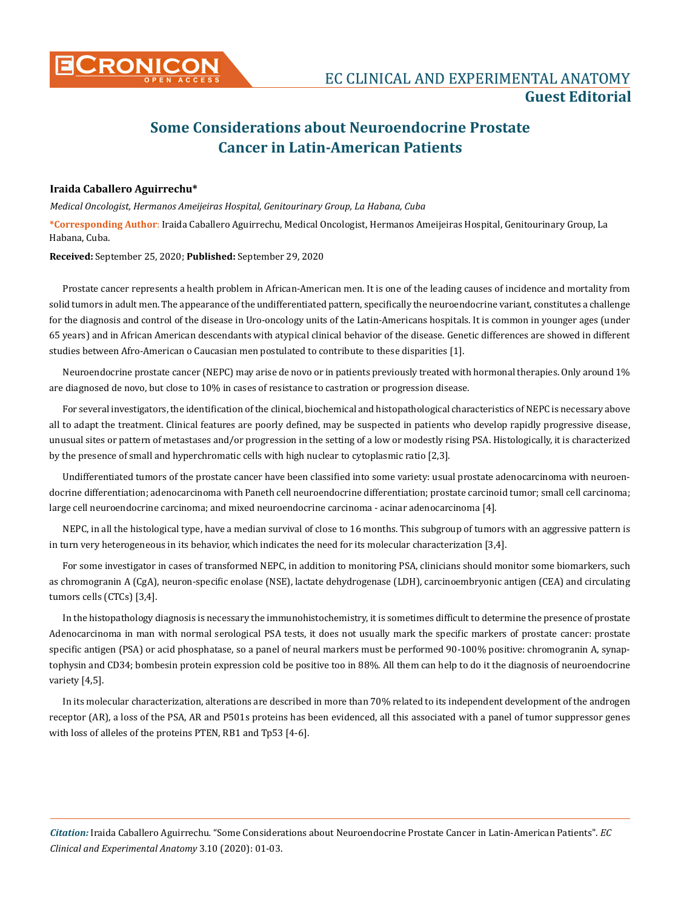**Guest Editorial**

# Some Considerations about Neuroendocrine Prostate Cancer in Latin-American Patients

**Iraida Caballero Aguirrechu***

*Medical Oncologist, Hermanos Ameijeiras Hospital, Genitourinary Group, La Habana, Cuba*

**\*Corresponding Author**: Iraida Caballero Aguirrechu, Medical Oncologist, Hermanos Ameijeiras Hospital, Genitourinary Group, La Habana, Cuba.

**Received:** September 25, 2020; **Published:** September 29, 2020

Prostate cancer represents a health problem in African-American men. It is one of the leading causes of incidence and mortality from solid tumors in adult men. The appearance of the undifferentiated pattern, specifically the neuroendocrine variant, constitutes a challenge for the diagnosis and control of the disease in Uro-oncology units of the Latin-Americans hospitals. It is common in younger ages (under 65 years) and in African American descendants with atypical clinical behavior of the disease. Genetic differences are showed in different studies between Afro-American o Caucasian men postulated to contribute to these disparities [1].

Neuroendocrine prostate cancer (NEPC) may arise de novo or in patients previously treated with hormonal therapies. Only around 1% are diagnosed de novo, but close to 10% in cases of resistance to castration or progression disease.

For several investigators, the identification of the clinical, biochemical and histopathological characteristics of NEPC is necessary above all to adapt the treatment. Clinical features are poorly defined, may be suspected in patients who develop rapidly progressive disease, unusual sites or pattern of metastases and/or progression in the setting of a low or modestly rising PSA. Histologically, it is characterized by the presence of small and hyperchromatic cells with high nuclear to cytoplasmic ratio [2,3].

Undifferentiated tumors of the prostate cancer have been classified into some variety: usual prostate adenocarcinoma with neuroendocrine differentiation; adenocarcinoma with Paneth cell neuroendocrine differentiation; prostate carcinoid tumor; small cell carcinoma; large cell neuroendocrine carcinoma; and mixed neuroendocrine carcinoma - acinar adenocarcinoma [4].

NEPC, in all the histological type, have a median survival of close to 16 months. This subgroup of tumors with an aggressive pattern is in turn very heterogeneous in its behavior, which indicates the need for its molecular characterization [3,4].

For some investigator in cases of transformed NEPC, in addition to monitoring PSA, clinicians should monitor some biomarkers, such as chromogranin A (CgA), neuron-specific enolase (NSE), lactate dehydrogenase (LDH), carcinoembryonic antigen (CEA) and circulating tumors cells (CTCs) [3,4].

In the histopathology diagnosis is necessary the immunohistochemistry, it is sometimes difficult to determine the presence of prostate Adenocarcinoma in man with normal serological PSA tests, it does not usually mark the specific markers of prostate cancer: prostate specific antigen (PSA) or acid phosphatase, so a panel of neural markers must be performed 90-100% positive: chromogranin A, synaptophysin and CD34; bombesin protein expression cold be positive too in 88%. All them can help to do it the diagnosis of neuroendocrine variety [4,5].

In its molecular characterization, alterations are described in more than 70% related to its independent development of the androgen receptor (AR), a loss of the PSA, AR and P501s proteins has been evidenced, all this associated with a panel of tumor suppressor genes with loss of alleles of the proteins PTEN, RB1 and Tp53 [4-6].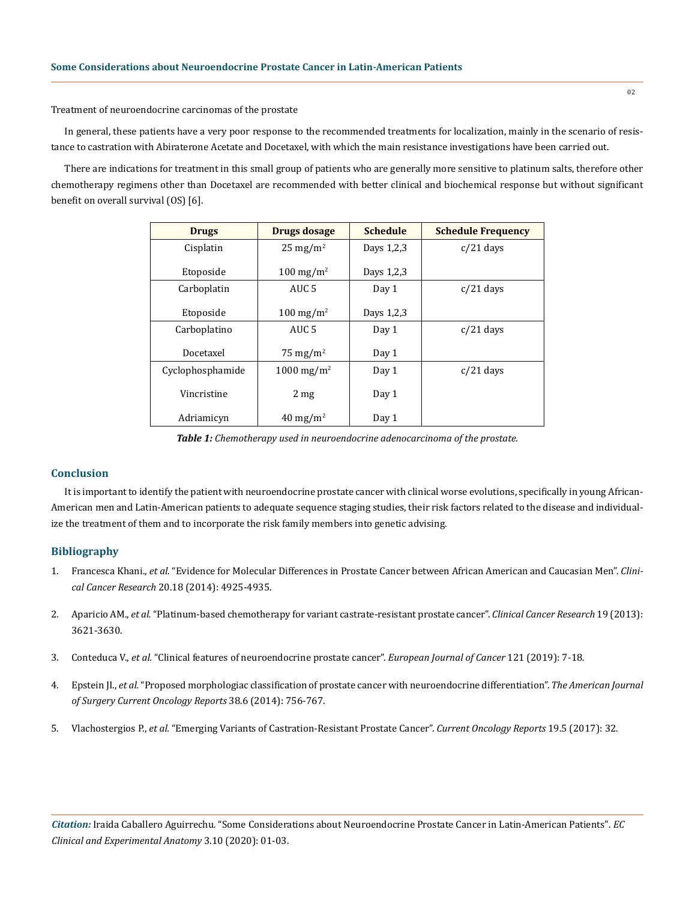Treatment of neuroendocrine carcinomas of the prostate

In general, these patients have a very poor response to the recommended treatments for localization, mainly in the scenario of resistance to castration with Abiraterone Acetate and Docetaxel, with which the main resistance investigations have been carried out.

There are indications for treatment in this small group of patients who are generally more sensitive to platinum salts, therefore other chemotherapy regimens other than Docetaxel are recommended with better clinical and biochemical response but without significant benefit on overall survival (OS) [6].

| Drugs | Drugs dosage | Schedule | Schedule Frequency |
|---|---|---|---|
| Cisplatin<br>Etoposide | 25 mg/m$^2$<br>100 mg/m$^2$ | Days 1,2,3<br>Days 1,2,3 | c/21 days |
| Carboplatin<br>Etoposide | AUC 5<br>100 mg/m$^2$ | Day 1<br>Days 1,2,3 | c/21 days |
| Carboplatino<br>Docetaxel | AUC 5<br>75 mg/m$^2$ | Day 1<br>Day 1 | c/21 days |
| Cyclophosphamide<br>Vincristine<br>Adriamicyn | 1000 mg/m$^2$<br>2 mg<br>40 mg/m$^2$ | Day 1<br>Day 1<br>Day 1 | c/21 days |

***Table 1:*** *Chemotherapy used in neuroendocrine adenocarcinoma of the prostate.*

## Conclusion

It is important to identify the patient with neuroendocrine prostate cancer with clinical worse evolutions, specifically in young African-American men and Latin-American patients to adequate sequence staging studies, their risk factors related to the disease and individualize the treatment of them and to incorporate the risk family members into genetic advising.

## Bibliography

1. Francesca Khani., *et al.* "Evidence for Molecular Differences in Prostate Cancer between African American and Caucasian Men". *Clinical Cancer Research* 20.18 (2014): 4925-4935.
2. Aparicio AM., *et al.* "Platinum-based chemotherapy for variant castrate-resistant prostate cancer". *Clinical Cancer Research* 19 (2013): 3621-3630.
3. Conteduca V., *et al.* "Clinical features of neuroendocrine prostate cancer". *European Journal of Cancer* 121 (2019): 7-18.
4. Epstein JI., *et al.* "Proposed morphologiac classification of prostate cancer with neuroendocrine differentiation". *The American Journal of Surgery Current Oncology Reports* 38.6 (2014): 756-767.
5. Vlachostergios P., *et al.* "Emerging Variants of Castration-Resistant Prostate Cancer". *Current Oncology Reports* 19.5 (2017): 32.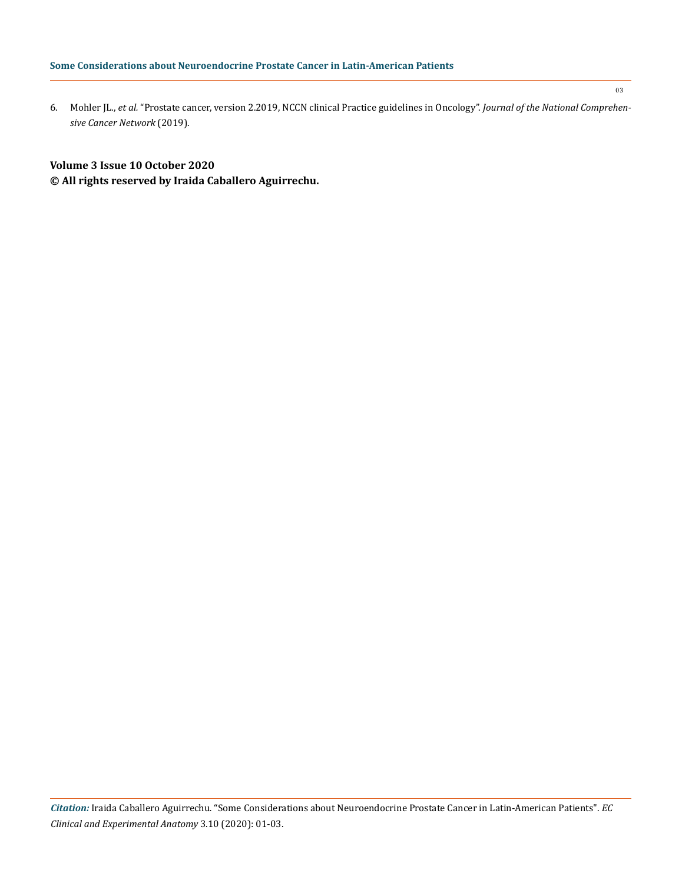6. Mohler JL., *et al.* "Prostate cancer, version 2.2019, NCCN clinical Practice guidelines in Oncology". *Journal of the National Comprehensive Cancer Network* (2019).

**Volume 3 Issue 10 October 2020**
**© All rights reserved by Iraida Caballero Aguirrechu.**